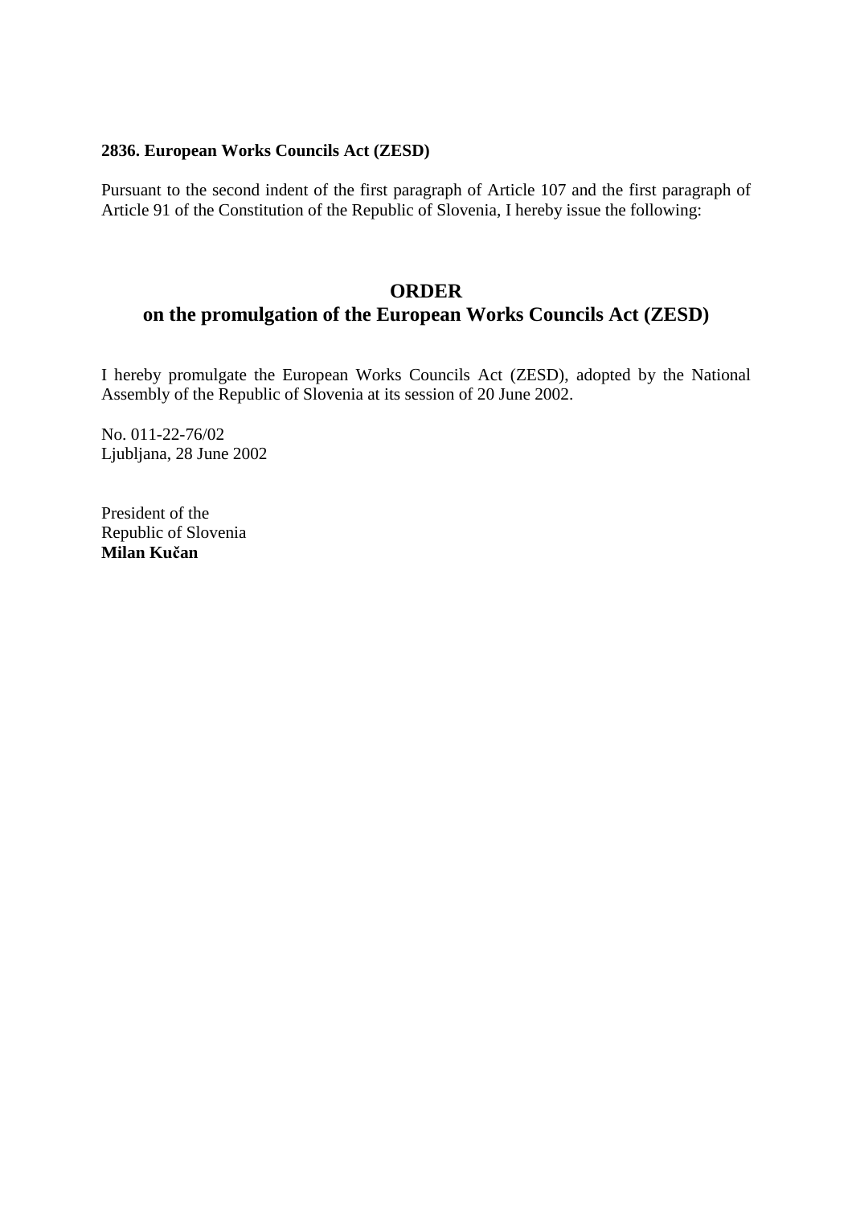**2836. European Works Councils Act (ZESD)**

Pursuant to the second indent of the first paragraph of Article 107 and the first paragraph of Article 91 of the Constitution of the Republic of Slovenia, I hereby issue the following:

# ORDER
## on the promulgation of the European Works Councils Act (ZESD)

I hereby promulgate the European Works Councils Act (ZESD), adopted by the National Assembly of the Republic of Slovenia at its session of 20 June 2002.

No. 011-22-76/02
Ljubljana, 28 June 2002

President of the
Republic of Slovenia
**Milan Kučan**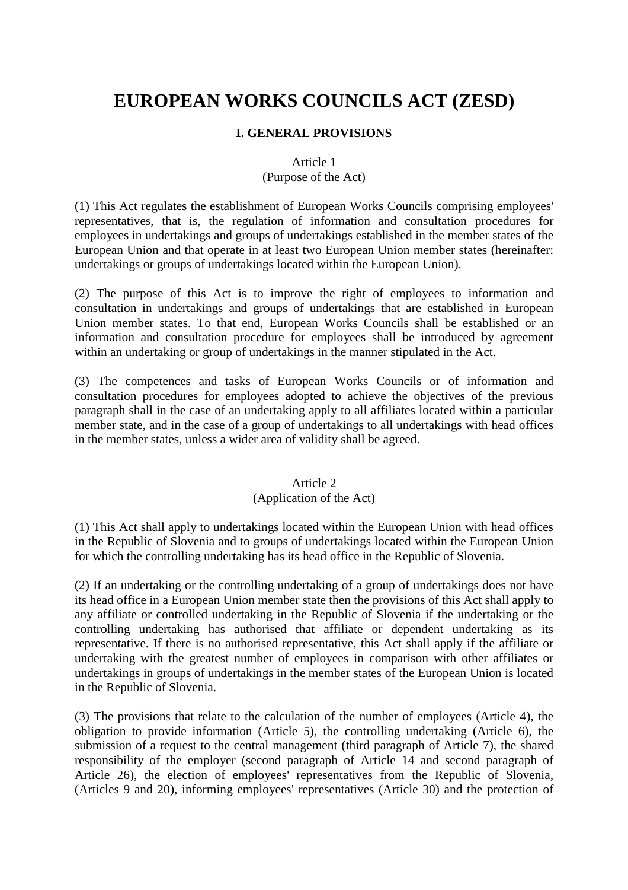# EUROPEAN WORKS COUNCILS ACT (ZESD)

## I. GENERAL PROVISIONS

Article 1
(Purpose of the Act)

(1) This Act regulates the establishment of European Works Councils comprising employees' representatives, that is, the regulation of information and consultation procedures for employees in undertakings and groups of undertakings established in the member states of the European Union and that operate in at least two European Union member states (hereinafter: undertakings or groups of undertakings located within the European Union).

(2) The purpose of this Act is to improve the right of employees to information and consultation in undertakings and groups of undertakings that are established in European Union member states. To that end, European Works Councils shall be established or an information and consultation procedure for employees shall be introduced by agreement within an undertaking or group of undertakings in the manner stipulated in the Act.

(3) The competences and tasks of European Works Councils or of information and consultation procedures for employees adopted to achieve the objectives of the previous paragraph shall in the case of an undertaking apply to all affiliates located within a particular member state, and in the case of a group of undertakings to all undertakings with head offices in the member states, unless a wider area of validity shall be agreed.

Article 2
(Application of the Act)

(1) This Act shall apply to undertakings located within the European Union with head offices in the Republic of Slovenia and to groups of undertakings located within the European Union for which the controlling undertaking has its head office in the Republic of Slovenia.

(2) If an undertaking or the controlling undertaking of a group of undertakings does not have its head office in a European Union member state then the provisions of this Act shall apply to any affiliate or controlled undertaking in the Republic of Slovenia if the undertaking or the controlling undertaking has authorised that affiliate or dependent undertaking as its representative. If there is no authorised representative, this Act shall apply if the affiliate or undertaking with the greatest number of employees in comparison with other affiliates or undertakings in groups of undertakings in the member states of the European Union is located in the Republic of Slovenia.

(3) The provisions that relate to the calculation of the number of employees (Article 4), the obligation to provide information (Article 5), the controlling undertaking (Article 6), the submission of a request to the central management (third paragraph of Article 7), the shared responsibility of the employer (second paragraph of Article 14 and second paragraph of Article 26), the election of employees' representatives from the Republic of Slovenia, (Articles 9 and 20), informing employees' representatives (Article 30) and the protection of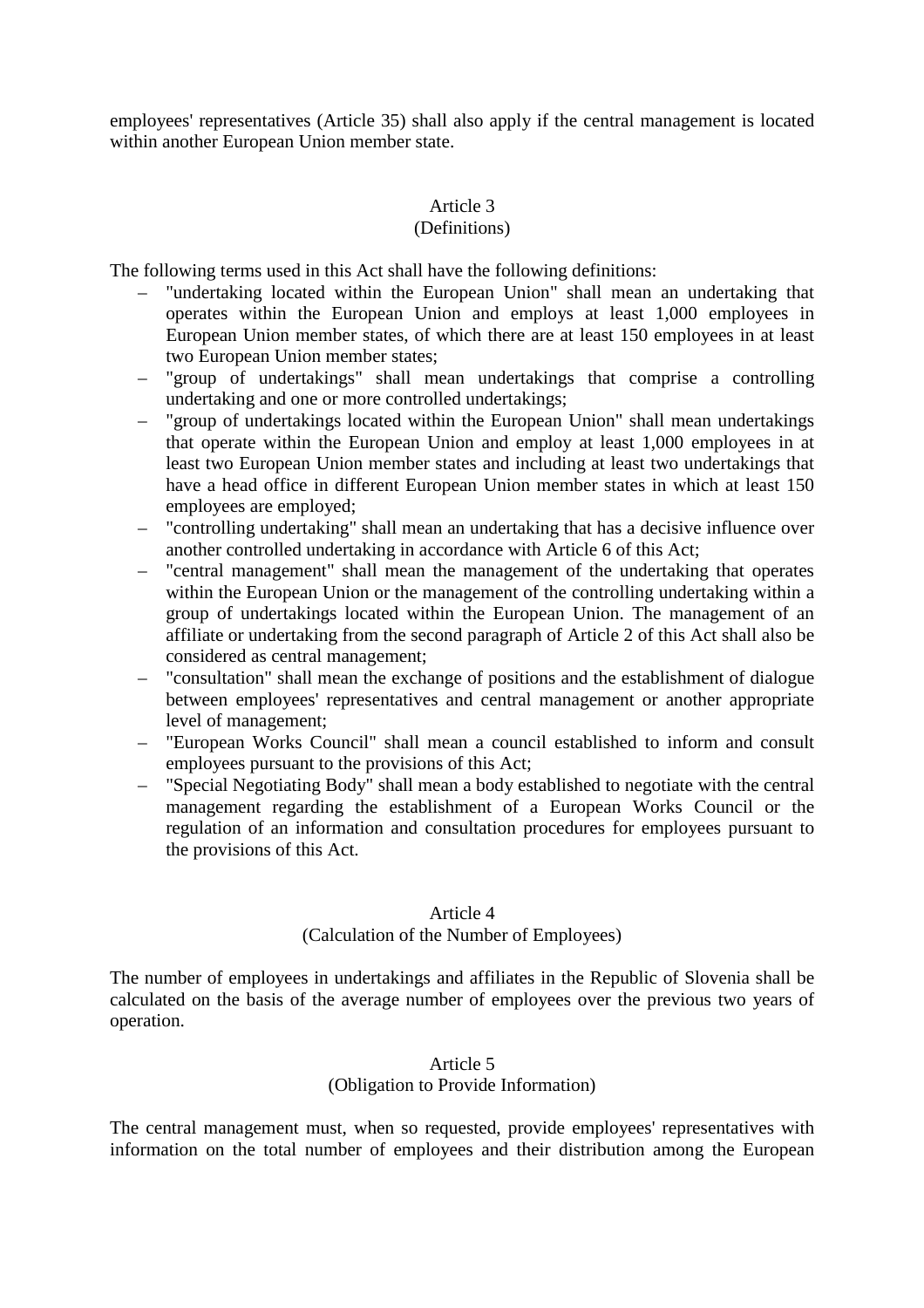employees' representatives (Article 35) shall also apply if the central management is located within another European Union member state.

## Article 3
### (Definitions)

The following terms used in this Act shall have the following definitions:

- "undertaking located within the European Union" shall mean an undertaking that operates within the European Union and employs at least 1,000 employees in European Union member states, of which there are at least 150 employees in at least two European Union member states;
- "group of undertakings" shall mean undertakings that comprise a controlling undertaking and one or more controlled undertakings;
- "group of undertakings located within the European Union" shall mean undertakings that operate within the European Union and employ at least 1,000 employees in at least two European Union member states and including at least two undertakings that have a head office in different European Union member states in which at least 150 employees are employed;
- "controlling undertaking" shall mean an undertaking that has a decisive influence over another controlled undertaking in accordance with Article 6 of this Act;
- "central management" shall mean the management of the undertaking that operates within the European Union or the management of the controlling undertaking within a group of undertakings located within the European Union. The management of an affiliate or undertaking from the second paragraph of Article 2 of this Act shall also be considered as central management;
- "consultation" shall mean the exchange of positions and the establishment of dialogue between employees' representatives and central management or another appropriate level of management;
- "European Works Council" shall mean a council established to inform and consult employees pursuant to the provisions of this Act;
- "Special Negotiating Body" shall mean a body established to negotiate with the central management regarding the establishment of a European Works Council or the regulation of an information and consultation procedures for employees pursuant to the provisions of this Act.

## Article 4
### (Calculation of the Number of Employees)

The number of employees in undertakings and affiliates in the Republic of Slovenia shall be calculated on the basis of the average number of employees over the previous two years of operation.

## Article 5
### (Obligation to Provide Information)

The central management must, when so requested, provide employees' representatives with information on the total number of employees and their distribution among the European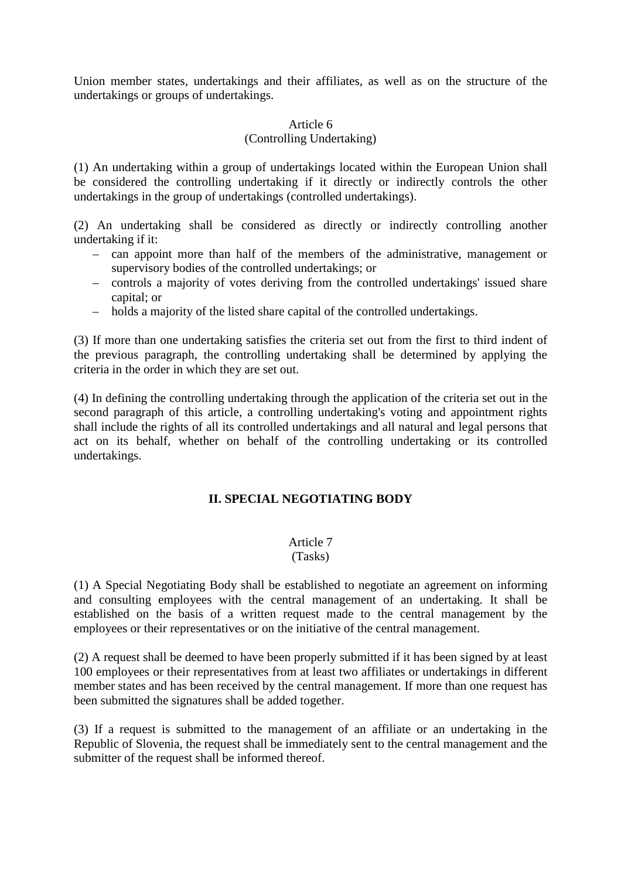Union member states, undertakings and their affiliates, as well as on the structure of the undertakings or groups of undertakings.

### Article 6
### (Controlling Undertaking)

(1) An undertaking within a group of undertakings located within the European Union shall be considered the controlling undertaking if it directly or indirectly controls the other undertakings in the group of undertakings (controlled undertakings).

(2) An undertaking shall be considered as directly or indirectly controlling another undertaking if it:

- can appoint more than half of the members of the administrative, management or supervisory bodies of the controlled undertakings; or
- controls a majority of votes deriving from the controlled undertakings' issued share capital; or
- holds a majority of the listed share capital of the controlled undertakings.

(3) If more than one undertaking satisfies the criteria set out from the first to third indent of the previous paragraph, the controlling undertaking shall be determined by applying the criteria in the order in which they are set out.

(4) In defining the controlling undertaking through the application of the criteria set out in the second paragraph of this article, a controlling undertaking's voting and appointment rights shall include the rights of all its controlled undertakings and all natural and legal persons that act on its behalf, whether on behalf of the controlling undertaking or its controlled undertakings.

## II. SPECIAL NEGOTIATING BODY

### Article 7
### (Tasks)

(1) A Special Negotiating Body shall be established to negotiate an agreement on informing and consulting employees with the central management of an undertaking. It shall be established on the basis of a written request made to the central management by the employees or their representatives or on the initiative of the central management.

(2) A request shall be deemed to have been properly submitted if it has been signed by at least 100 employees or their representatives from at least two affiliates or undertakings in different member states and has been received by the central management. If more than one request has been submitted the signatures shall be added together.

(3) If a request is submitted to the management of an affiliate or an undertaking in the Republic of Slovenia, the request shall be immediately sent to the central management and the submitter of the request shall be informed thereof.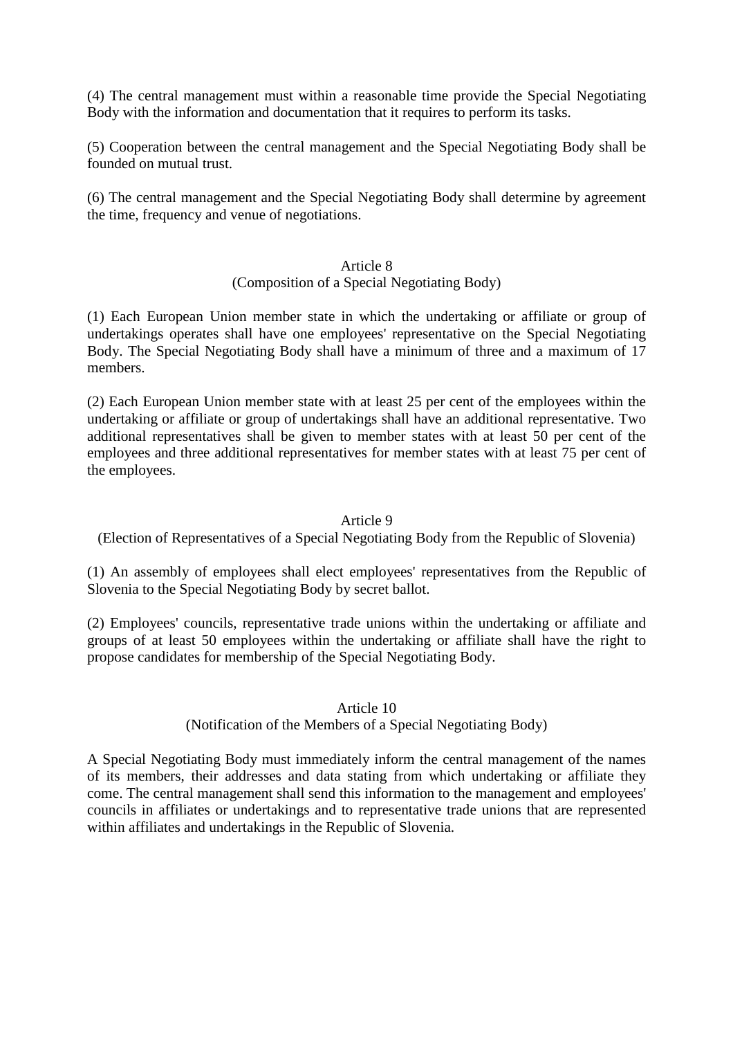(4) The central management must within a reasonable time provide the Special Negotiating Body with the information and documentation that it requires to perform its tasks.

(5) Cooperation between the central management and the Special Negotiating Body shall be founded on mutual trust.

(6) The central management and the Special Negotiating Body shall determine by agreement the time, frequency and venue of negotiations.

### Article 8
### (Composition of a Special Negotiating Body)

(1) Each European Union member state in which the undertaking or affiliate or group of undertakings operates shall have one employees' representative on the Special Negotiating Body. The Special Negotiating Body shall have a minimum of three and a maximum of 17 members.

(2) Each European Union member state with at least 25 per cent of the employees within the undertaking or affiliate or group of undertakings shall have an additional representative. Two additional representatives shall be given to member states with at least 50 per cent of the employees and three additional representatives for member states with at least 75 per cent of the employees.

### Article 9
### (Election of Representatives of a Special Negotiating Body from the Republic of Slovenia)

(1) An assembly of employees shall elect employees' representatives from the Republic of Slovenia to the Special Negotiating Body by secret ballot.

(2) Employees' councils, representative trade unions within the undertaking or affiliate and groups of at least 50 employees within the undertaking or affiliate shall have the right to propose candidates for membership of the Special Negotiating Body.

### Article 10
### (Notification of the Members of a Special Negotiating Body)

A Special Negotiating Body must immediately inform the central management of the names of its members, their addresses and data stating from which undertaking or affiliate they come. The central management shall send this information to the management and employees' councils in affiliates or undertakings and to representative trade unions that are represented within affiliates and undertakings in the Republic of Slovenia.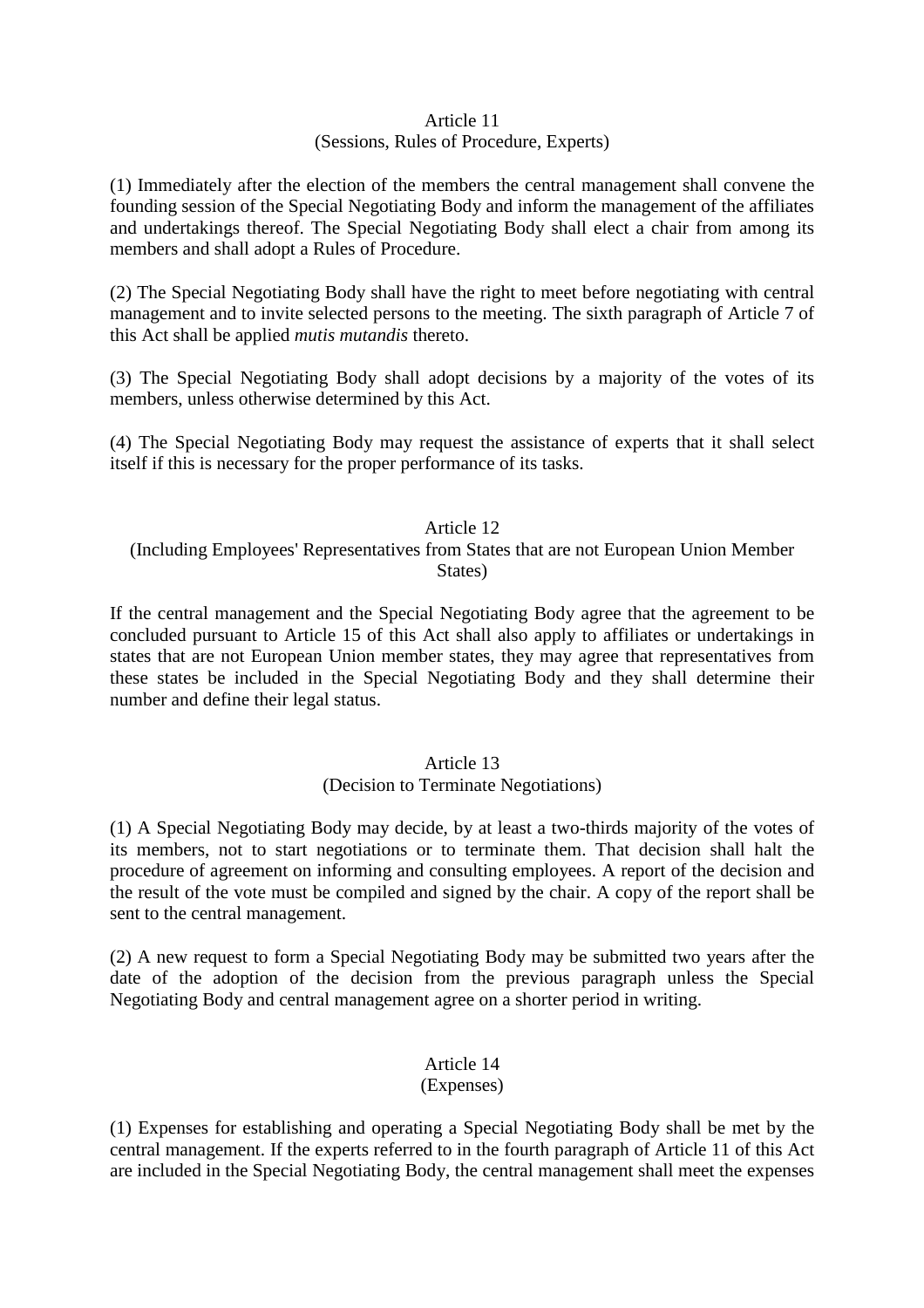### Article 11
(Sessions, Rules of Procedure, Experts)

(1) Immediately after the election of the members the central management shall convene the founding session of the Special Negotiating Body and inform the management of the affiliates and undertakings thereof. The Special Negotiating Body shall elect a chair from among its members and shall adopt a Rules of Procedure.

(2) The Special Negotiating Body shall have the right to meet before negotiating with central management and to invite selected persons to the meeting. The sixth paragraph of Article 7 of this Act shall be applied *mutis mutandis* thereto.

(3) The Special Negotiating Body shall adopt decisions by a majority of the votes of its members, unless otherwise determined by this Act.

(4) The Special Negotiating Body may request the assistance of experts that it shall select itself if this is necessary for the proper performance of its tasks.

### Article 12
(Including Employees' Representatives from States that are not European Union Member States)

If the central management and the Special Negotiating Body agree that the agreement to be concluded pursuant to Article 15 of this Act shall also apply to affiliates or undertakings in states that are not European Union member states, they may agree that representatives from these states be included in the Special Negotiating Body and they shall determine their number and define their legal status.

### Article 13
(Decision to Terminate Negotiations)

(1) A Special Negotiating Body may decide, by at least a two-thirds majority of the votes of its members, not to start negotiations or to terminate them. That decision shall halt the procedure of agreement on informing and consulting employees. A report of the decision and the result of the vote must be compiled and signed by the chair. A copy of the report shall be sent to the central management.

(2) A new request to form a Special Negotiating Body may be submitted two years after the date of the adoption of the decision from the previous paragraph unless the Special Negotiating Body and central management agree on a shorter period in writing.

### Article 14
(Expenses)

(1) Expenses for establishing and operating a Special Negotiating Body shall be met by the central management. If the experts referred to in the fourth paragraph of Article 11 of this Act are included in the Special Negotiating Body, the central management shall meet the expenses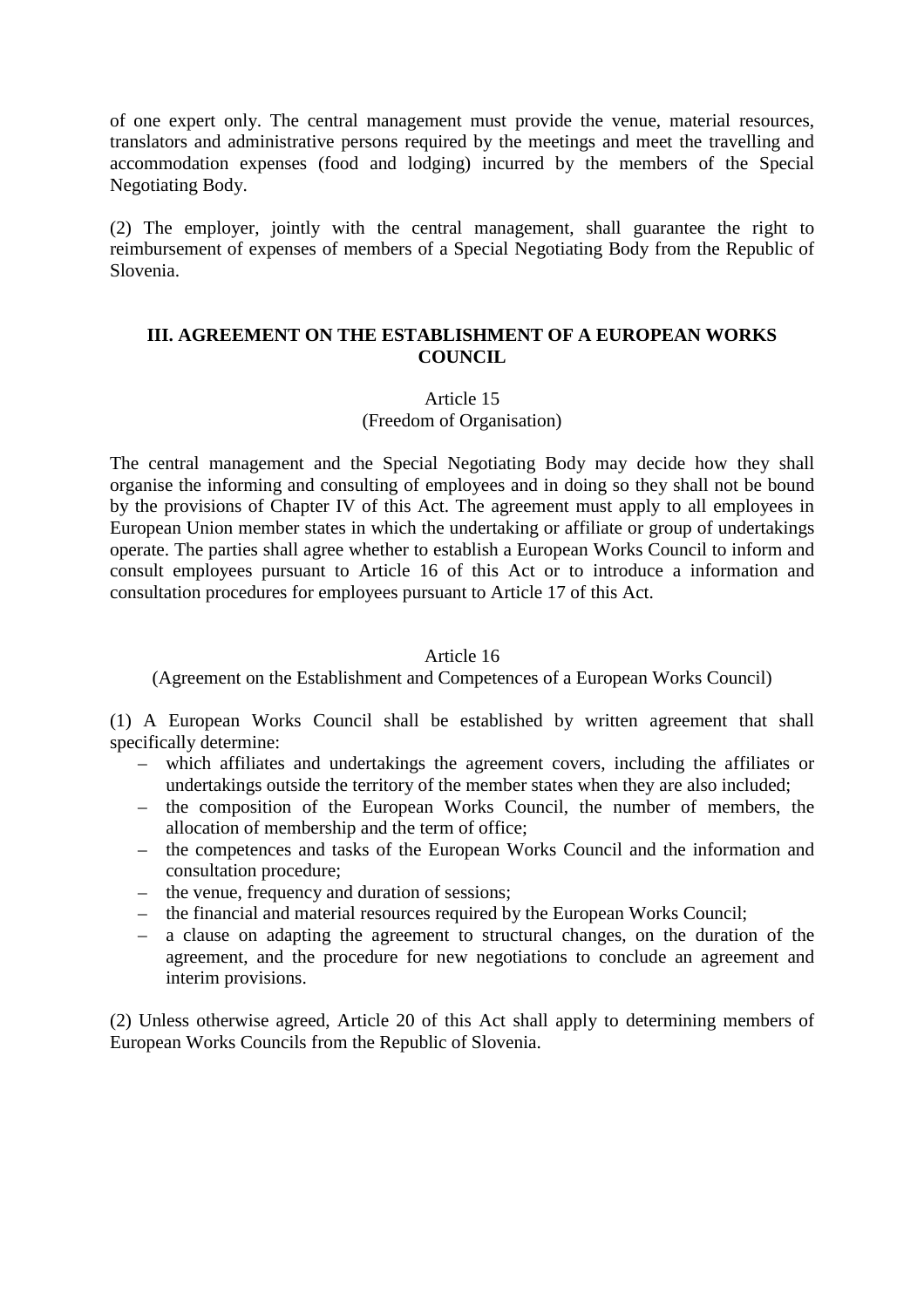of one expert only. The central management must provide the venue, material resources, translators and administrative persons required by the meetings and meet the travelling and accommodation expenses (food and lodging) incurred by the members of the Special Negotiating Body.

(2) The employer, jointly with the central management, shall guarantee the right to reimbursement of expenses of members of a Special Negotiating Body from the Republic of Slovenia.

## III. AGREEMENT ON THE ESTABLISHMENT OF A EUROPEAN WORKS COUNCIL

### Article 15
(Freedom of Organisation)

The central management and the Special Negotiating Body may decide how they shall organise the informing and consulting of employees and in doing so they shall not be bound by the provisions of Chapter IV of this Act. The agreement must apply to all employees in European Union member states in which the undertaking or affiliate or group of undertakings operate. The parties shall agree whether to establish a European Works Council to inform and consult employees pursuant to Article 16 of this Act or to introduce a information and consultation procedures for employees pursuant to Article 17 of this Act.

### Article 16
(Agreement on the Establishment and Competences of a European Works Council)

(1) A European Works Council shall be established by written agreement that shall specifically determine:

- which affiliates and undertakings the agreement covers, including the affiliates or undertakings outside the territory of the member states when they are also included;
- the composition of the European Works Council, the number of members, the allocation of membership and the term of office;
- the competences and tasks of the European Works Council and the information and consultation procedure;
- the venue, frequency and duration of sessions;
- the financial and material resources required by the European Works Council;
- a clause on adapting the agreement to structural changes, on the duration of the agreement, and the procedure for new negotiations to conclude an agreement and interim provisions.

(2) Unless otherwise agreed, Article 20 of this Act shall apply to determining members of European Works Councils from the Republic of Slovenia.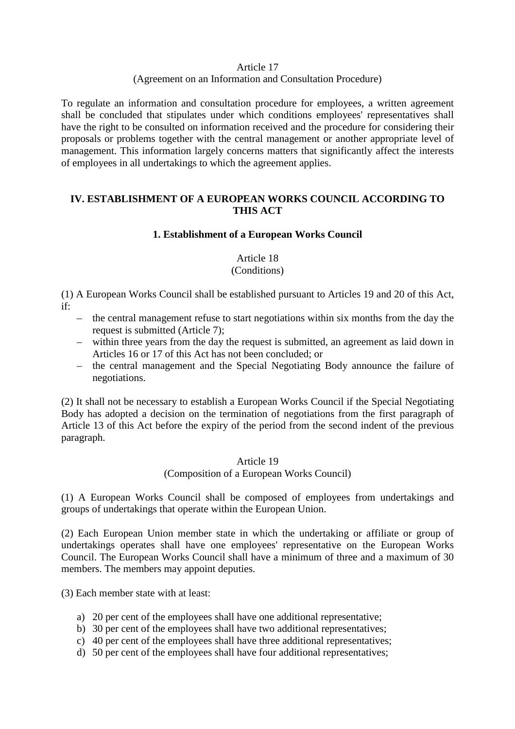Article 17
(Agreement on an Information and Consultation Procedure)

To regulate an information and consultation procedure for employees, a written agreement shall be concluded that stipulates under which conditions employees' representatives shall have the right to be consulted on information received and the procedure for considering their proposals or problems together with the central management or another appropriate level of management. This information largely concerns matters that significantly affect the interests of employees in all undertakings to which the agreement applies.

## IV. ESTABLISHMENT OF A EUROPEAN WORKS COUNCIL ACCORDING TO THIS ACT

### 1. Establishment of a European Works Council

Article 18
(Conditions)

(1) A European Works Council shall be established pursuant to Articles 19 and 20 of this Act, if:

- the central management refuse to start negotiations within six months from the day the request is submitted (Article 7);
- within three years from the day the request is submitted, an agreement as laid down in Articles 16 or 17 of this Act has not been concluded; or
- the central management and the Special Negotiating Body announce the failure of negotiations.

(2) It shall not be necessary to establish a European Works Council if the Special Negotiating Body has adopted a decision on the termination of negotiations from the first paragraph of Article 13 of this Act before the expiry of the period from the second indent of the previous paragraph.

Article 19
(Composition of a European Works Council)

(1) A European Works Council shall be composed of employees from undertakings and groups of undertakings that operate within the European Union.

(2) Each European Union member state in which the undertaking or affiliate or group of undertakings operates shall have one employees' representative on the European Works Council. The European Works Council shall have a minimum of three and a maximum of 30 members. The members may appoint deputies.

(3) Each member state with at least:

a) 20 per cent of the employees shall have one additional representative;
b) 30 per cent of the employees shall have two additional representatives;
c) 40 per cent of the employees shall have three additional representatives;
d) 50 per cent of the employees shall have four additional representatives;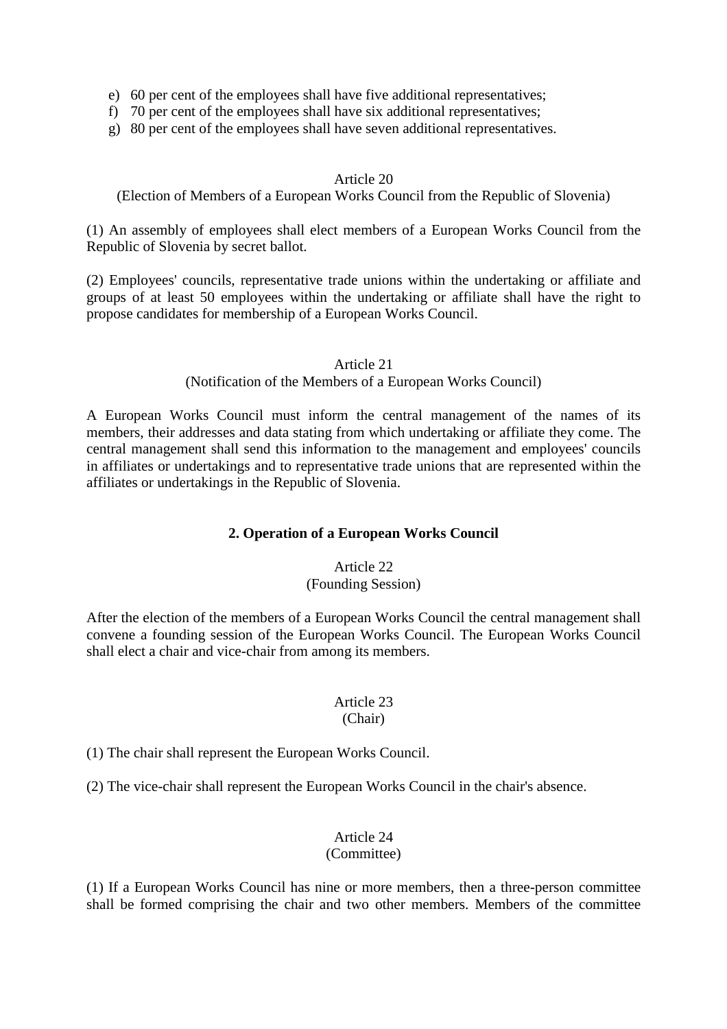e) 60 per cent of the employees shall have five additional representatives;
f) 70 per cent of the employees shall have six additional representatives;
g) 80 per cent of the employees shall have seven additional representatives.

Article 20
(Election of Members of a European Works Council from the Republic of Slovenia)

(1) An assembly of employees shall elect members of a European Works Council from the Republic of Slovenia by secret ballot.

(2) Employees' councils, representative trade unions within the undertaking or affiliate and groups of at least 50 employees within the undertaking or affiliate shall have the right to propose candidates for membership of a European Works Council.

Article 21
(Notification of the Members of a European Works Council)

A European Works Council must inform the central management of the names of its members, their addresses and data stating from which undertaking or affiliate they come. The central management shall send this information to the management and employees' councils in affiliates or undertakings and to representative trade unions that are represented within the affiliates or undertakings in the Republic of Slovenia.

### 2. Operation of a European Works Council

Article 22
(Founding Session)

After the election of the members of a European Works Council the central management shall convene a founding session of the European Works Council. The European Works Council shall elect a chair and vice-chair from among its members.

Article 23
(Chair)

(1) The chair shall represent the European Works Council.

(2) The vice-chair shall represent the European Works Council in the chair's absence.

Article 24
(Committee)

(1) If a European Works Council has nine or more members, then a three-person committee shall be formed comprising the chair and two other members. Members of the committee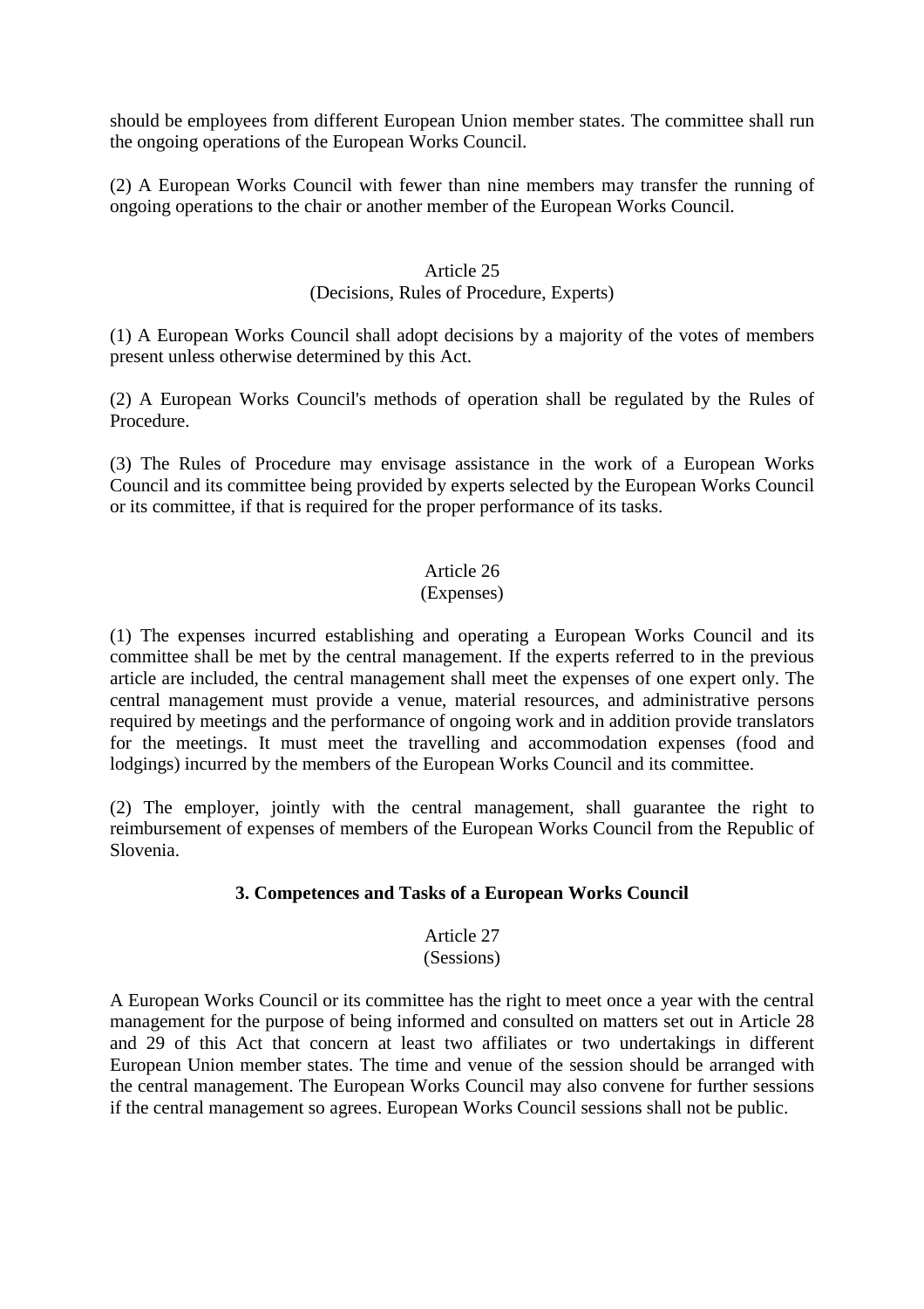should be employees from different European Union member states. The committee shall run the ongoing operations of the European Works Council.

(2) A European Works Council with fewer than nine members may transfer the running of ongoing operations to the chair or another member of the European Works Council.

Article 25
(Decisions, Rules of Procedure, Experts)

(1) A European Works Council shall adopt decisions by a majority of the votes of members present unless otherwise determined by this Act.

(2) A European Works Council's methods of operation shall be regulated by the Rules of Procedure.

(3) The Rules of Procedure may envisage assistance in the work of a European Works Council and its committee being provided by experts selected by the European Works Council or its committee, if that is required for the proper performance of its tasks.

Article 26
(Expenses)

(1) The expenses incurred establishing and operating a European Works Council and its committee shall be met by the central management. If the experts referred to in the previous article are included, the central management shall meet the expenses of one expert only. The central management must provide a venue, material resources, and administrative persons required by meetings and the performance of ongoing work and in addition provide translators for the meetings. It must meet the travelling and accommodation expenses (food and lodgings) incurred by the members of the European Works Council and its committee.

(2) The employer, jointly with the central management, shall guarantee the right to reimbursement of expenses of members of the European Works Council from the Republic of Slovenia.

### 3. Competences and Tasks of a European Works Council

Article 27
(Sessions)

A European Works Council or its committee has the right to meet once a year with the central management for the purpose of being informed and consulted on matters set out in Article 28 and 29 of this Act that concern at least two affiliates or two undertakings in different European Union member states. The time and venue of the session should be arranged with the central management. The European Works Council may also convene for further sessions if the central management so agrees. European Works Council sessions shall not be public.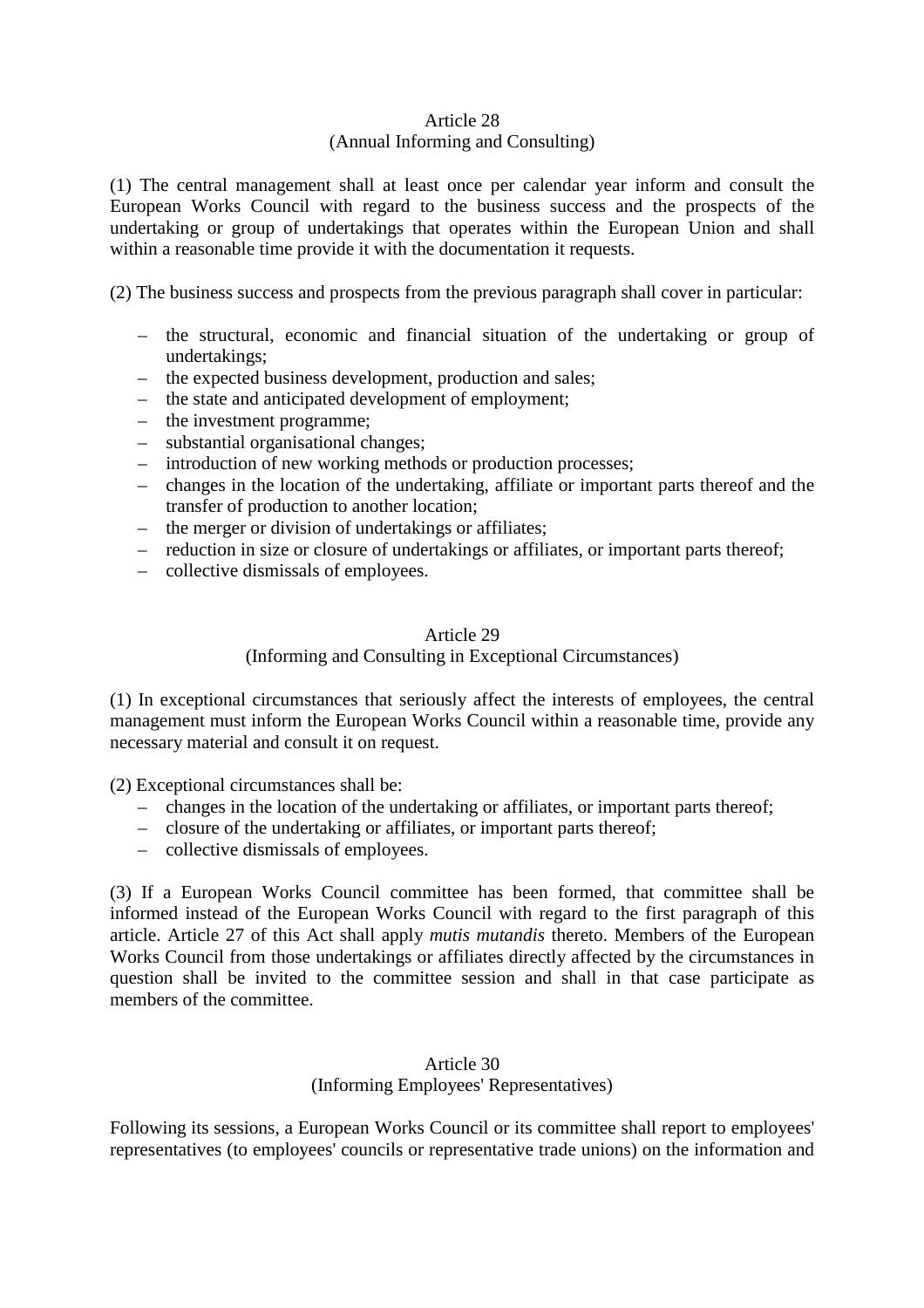Article 28
(Annual Informing and Consulting)

(1) The central management shall at least once per calendar year inform and consult the European Works Council with regard to the business success and the prospects of the undertaking or group of undertakings that operates within the European Union and shall within a reasonable time provide it with the documentation it requests.

(2) The business success and prospects from the previous paragraph shall cover in particular:

- the structural, economic and financial situation of the undertaking or group of undertakings;
- the expected business development, production and sales;
- the state and anticipated development of employment;
- the investment programme;
- substantial organisational changes;
- introduction of new working methods or production processes;
- changes in the location of the undertaking, affiliate or important parts thereof and the transfer of production to another location;
- the merger or division of undertakings or affiliates;
- reduction in size or closure of undertakings or affiliates, or important parts thereof;
- collective dismissals of employees.

Article 29
(Informing and Consulting in Exceptional Circumstances)

(1) In exceptional circumstances that seriously affect the interests of employees, the central management must inform the European Works Council within a reasonable time, provide any necessary material and consult it on request.

(2) Exceptional circumstances shall be:

- changes in the location of the undertaking or affiliates, or important parts thereof;
- closure of the undertaking or affiliates, or important parts thereof;
- collective dismissals of employees.

(3) If a European Works Council committee has been formed, that committee shall be informed instead of the European Works Council with regard to the first paragraph of this article. Article 27 of this Act shall apply *mutis mutandis* thereto. Members of the European Works Council from those undertakings or affiliates directly affected by the circumstances in question shall be invited to the committee session and shall in that case participate as members of the committee.

Article 30
(Informing Employees' Representatives)

Following its sessions, a European Works Council or its committee shall report to employees' representatives (to employees' councils or representative trade unions) on the information and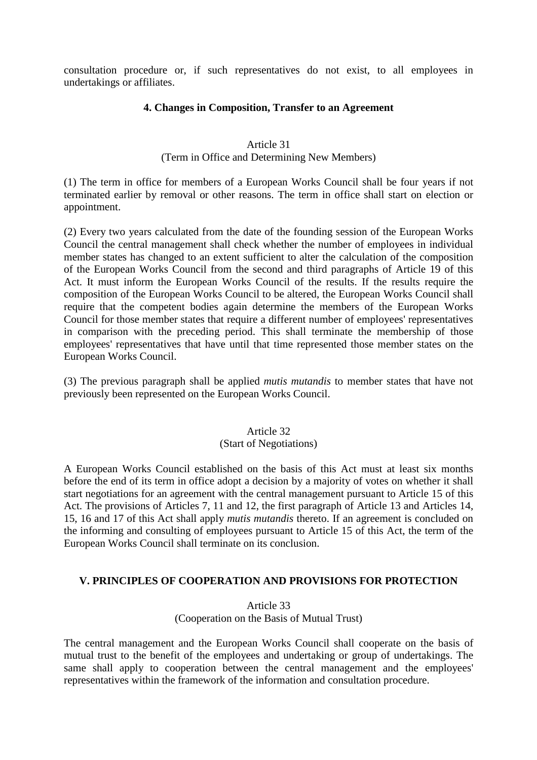consultation procedure or, if such representatives do not exist, to all employees in undertakings or affiliates.

### 4. Changes in Composition, Transfer to an Agreement

Article 31
(Term in Office and Determining New Members)

(1) The term in office for members of a European Works Council shall be four years if not terminated earlier by removal or other reasons. The term in office shall start on election or appointment.

(2) Every two years calculated from the date of the founding session of the European Works Council the central management shall check whether the number of employees in individual member states has changed to an extent sufficient to alter the calculation of the composition of the European Works Council from the second and third paragraphs of Article 19 of this Act. It must inform the European Works Council of the results. If the results require the composition of the European Works Council to be altered, the European Works Council shall require that the competent bodies again determine the members of the European Works Council for those member states that require a different number of employees' representatives in comparison with the preceding period. This shall terminate the membership of those employees' representatives that have until that time represented those member states on the European Works Council.

(3) The previous paragraph shall be applied *mutis mutandis* to member states that have not previously been represented on the European Works Council.

Article 32
(Start of Negotiations)

A European Works Council established on the basis of this Act must at least six months before the end of its term in office adopt a decision by a majority of votes on whether it shall start negotiations for an agreement with the central management pursuant to Article 15 of this Act. The provisions of Articles 7, 11 and 12, the first paragraph of Article 13 and Articles 14, 15, 16 and 17 of this Act shall apply *mutis mutandis* thereto. If an agreement is concluded on the informing and consulting of employees pursuant to Article 15 of this Act, the term of the European Works Council shall terminate on its conclusion.

## V. PRINCIPLES OF COOPERATION AND PROVISIONS FOR PROTECTION

Article 33
(Cooperation on the Basis of Mutual Trust)

The central management and the European Works Council shall cooperate on the basis of mutual trust to the benefit of the employees and undertaking or group of undertakings. The same shall apply to cooperation between the central management and the employees' representatives within the framework of the information and consultation procedure.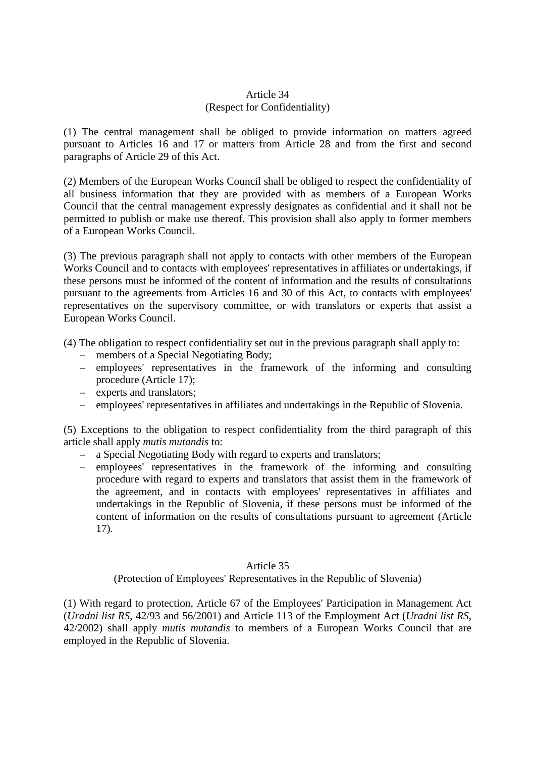## Article 34
### (Respect for Confidentiality)

(1) The central management shall be obliged to provide information on matters agreed pursuant to Articles 16 and 17 or matters from Article 28 and from the first and second paragraphs of Article 29 of this Act.

(2) Members of the European Works Council shall be obliged to respect the confidentiality of all business information that they are provided with as members of a European Works Council that the central management expressly designates as confidential and it shall not be permitted to publish or make use thereof. This provision shall also apply to former members of a European Works Council.

(3) The previous paragraph shall not apply to contacts with other members of the European Works Council and to contacts with employees' representatives in affiliates or undertakings, if these persons must be informed of the content of information and the results of consultations pursuant to the agreements from Articles 16 and 30 of this Act, to contacts with employees' representatives on the supervisory committee, or with translators or experts that assist a European Works Council.

(4) The obligation to respect confidentiality set out in the previous paragraph shall apply to:

- members of a Special Negotiating Body;
- employees' representatives in the framework of the informing and consulting procedure (Article 17);
- experts and translators;
- employees' representatives in affiliates and undertakings in the Republic of Slovenia.

(5) Exceptions to the obligation to respect confidentiality from the third paragraph of this article shall apply *mutis mutandis* to:

- a Special Negotiating Body with regard to experts and translators;
- employees' representatives in the framework of the informing and consulting procedure with regard to experts and translators that assist them in the framework of the agreement, and in contacts with employees' representatives in affiliates and undertakings in the Republic of Slovenia, if these persons must be informed of the content of information on the results of consultations pursuant to agreement (Article 17).

## Article 35
### (Protection of Employees' Representatives in the Republic of Slovenia)

(1) With regard to protection, Article 67 of the Employees' Participation in Management Act (*Uradni list RS*, 42/93 and 56/2001) and Article 113 of the Employment Act (*Uradni list RS*, 42/2002) shall apply *mutis mutandis* to members of a European Works Council that are employed in the Republic of Slovenia.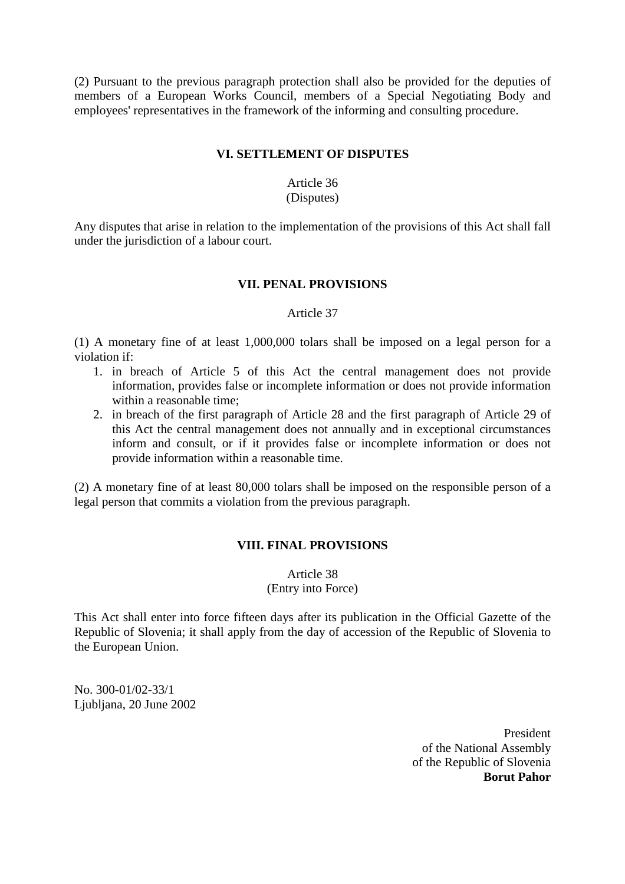(2) Pursuant to the previous paragraph protection shall also be provided for the deputies of members of a European Works Council, members of a Special Negotiating Body and employees' representatives in the framework of the informing and consulting procedure.

## VI. SETTLEMENT OF DISPUTES

Article 36
(Disputes)

Any disputes that arise in relation to the implementation of the provisions of this Act shall fall under the jurisdiction of a labour court.

## VII. PENAL PROVISIONS

Article 37

(1) A monetary fine of at least 1,000,000 tolars shall be imposed on a legal person for a violation if:

1. in breach of Article 5 of this Act the central management does not provide information, provides false or incomplete information or does not provide information within a reasonable time;
2. in breach of the first paragraph of Article 28 and the first paragraph of Article 29 of this Act the central management does not annually and in exceptional circumstances inform and consult, or if it provides false or incomplete information or does not provide information within a reasonable time.

(2) A monetary fine of at least 80,000 tolars shall be imposed on the responsible person of a legal person that commits a violation from the previous paragraph.

## VIII. FINAL PROVISIONS

Article 38
(Entry into Force)

This Act shall enter into force fifteen days after its publication in the Official Gazette of the Republic of Slovenia; it shall apply from the day of accession of the Republic of Slovenia to the European Union.

No. 300-01/02-33/1
Ljubljana, 20 June 2002

President
of the National Assembly
of the Republic of Slovenia
**Borut Pahor**